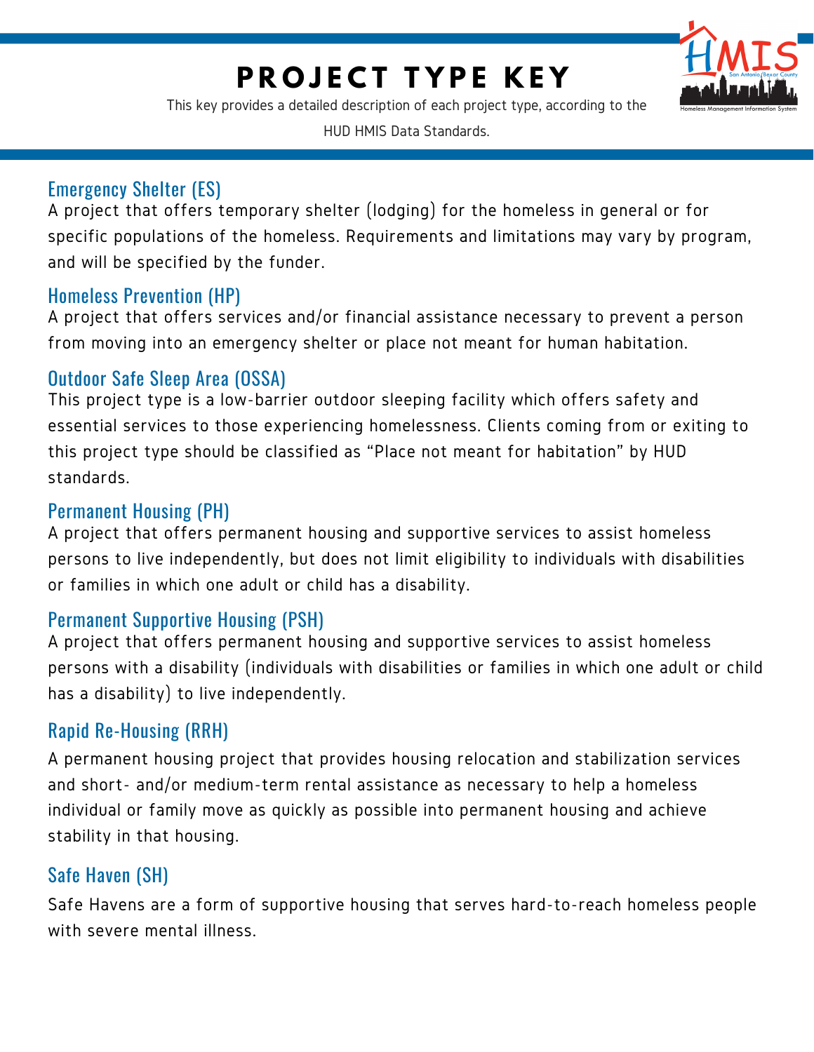# PROJECT TYPE KEY

This key provides a detailed description of each project type, according to the HUD HMIS Data Standards.

## Emergency Shelter (ES)

A project that offers temporary shelter (lodging) for the homeless in general or for specific populations of the homeless. Requirements and limitations may vary by program, and will be specified by the funder.

## Homeless Prevention (HP)

A project that offers services and/or financial assistance necessary to prevent a person from moving into an emergency shelter or place not meant for human habitation.

## Outdoor Safe Sleep Area (OSSA)

This project type is a low-barrier outdoor sleeping facility which offers safety and essential services to those experiencing homelessness. Clients coming from or exiting to this project type should be classified as "Place not meant for habitation" by HUD standards.

## Permanent Housing (PH)

A project that offers permanent housing and supportive services to assist homeless persons to live independently, but does not limit eligibility to individuals with disabilities or families in which one adult or child has a disability.

## Permanent Supportive Housing (PSH)

A project that offers permanent housing and supportive services to assist homeless persons with a disability (individuals with disabilities or families in which one adult or child has a disability) to live independently.

## Rapid Re-Housing (RRH)

A permanent housing project that provides housing relocation and stabilization services and short- and/or medium-term rental assistance as necessary to help a homeless individual or family move as quickly as possible into permanent housing and achieve stability in that housing.

## Safe Haven (SH)

Safe Havens are a form of supportive housing that serves hard-to-reach homeless people with severe mental illness.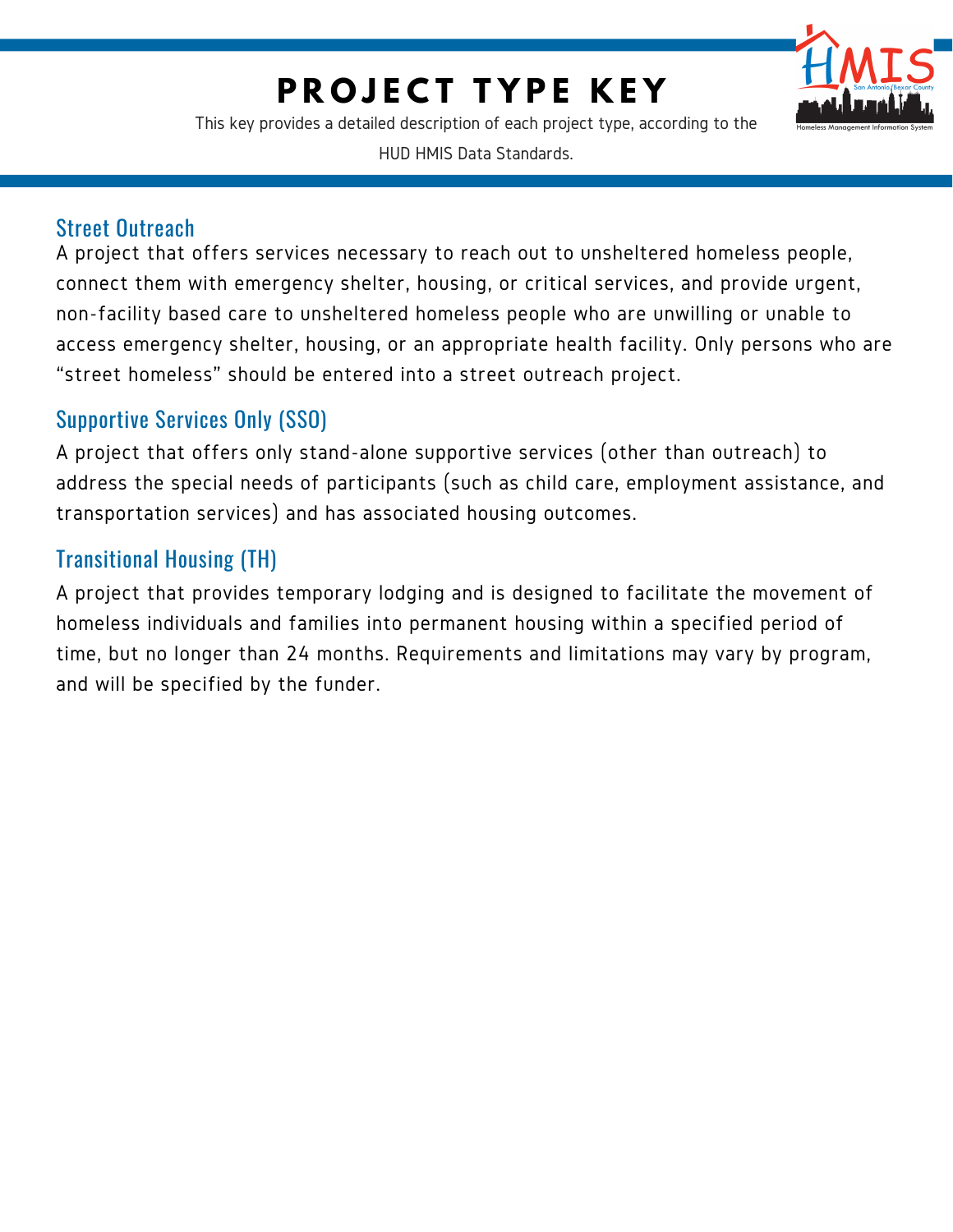# PROJECT TYPE KEY

This key provides a detailed description of each project type, according to the HUD HMIS Data Standards.

## Street Outreach

A project that offers services necessary to reach out to unsheltered homeless people, connect them with emergency shelter, housing, or critical services, and provide urgent, non-facility based care to unsheltered homeless people who are unwilling or unable to access emergency shelter, housing, or an appropriate health facility. Only persons who are "street homeless" should be entered into a street outreach project.

## Supportive Services Only (SSO)

A project that offers only stand-alone supportive services (other than outreach) to address the special needs of participants (such as child care, employment assistance, and transportation services) and has associated housing outcomes.

## Transitional Housing (TH)

A project that provides temporary lodging and is designed to facilitate the movement of homeless individuals and families into permanent housing within a specified period of time, but no longer than 24 months. Requirements and limitations may vary by program, and will be specified by the funder.